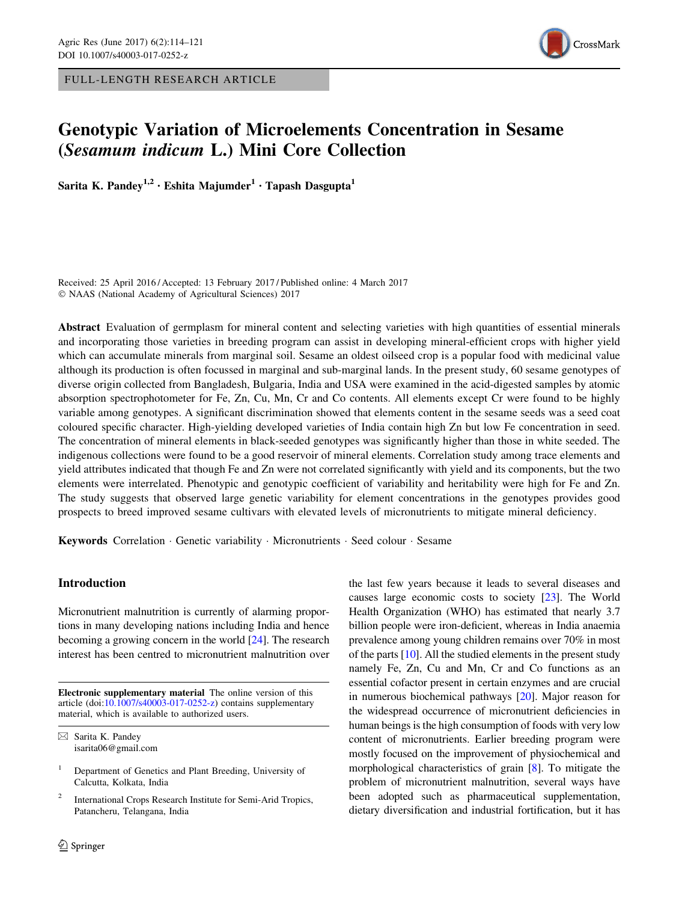FULL-LENGTH RESEARCH ARTICLE

# Genotypic Variation of Microelements Concentration in Sesame (*Sesamum indicum* L.) Mini Core Collection

**Sarita K. Pandey[1,2] · Eshita Majumder[1] · Tapash Dasgupta[1]**

Received: 25 April 2016 / Accepted: 13 February 2017 / Published online: 4 March 2017
© NAAS (National Academy of Agricultural Sciences) 2017

**Abstract** Evaluation of germplasm for mineral content and selecting varieties with high quantities of essential minerals and incorporating those varieties in breeding program can assist in developing mineral-efficient crops with higher yield which can accumulate minerals from marginal soil. Sesame an oldest oilseed crop is a popular food with medicinal value although its production is often focussed in marginal and sub-marginal lands. In the present study, 60 sesame genotypes of diverse origin collected from Bangladesh, Bulgaria, India and USA were examined in the acid-digested samples by atomic absorption spectrophotometer for Fe, Zn, Cu, Mn, Cr and Co contents. All elements except Cr were found to be highly variable among genotypes. A significant discrimination showed that elements content in the sesame seeds was a seed coat coloured specific character. High-yielding developed varieties of India contain high Zn but low Fe concentration in seed. The concentration of mineral elements in black-seeded genotypes was significantly higher than those in white seeded. The indigenous collections were found to be a good reservoir of mineral elements. Correlation study among trace elements and yield attributes indicated that though Fe and Zn were not correlated significantly with yield and its components, but the two elements were interrelated. Phenotypic and genotypic coefficient of variability and heritability were high for Fe and Zn. The study suggests that observed large genetic variability for element concentrations in the genotypes provides good prospects to breed improved sesame cultivars with elevated levels of micronutrients to mitigate mineral deficiency.

**Keywords** Correlation · Genetic variability · Micronutrients · Seed colour · Sesame

## Introduction

Micronutrient malnutrition is currently of alarming proportions in many developing nations including India and hence becoming a growing concern in the world [24]. The research interest has been centred to micronutrient malnutrition over the last few years because it leads to several diseases and causes large economic costs to society [23]. The World Health Organization (WHO) has estimated that nearly 3.7 billion people were iron-deficient, whereas in India anaemia prevalence among young children remains over 70% in most of the parts [10]. All the studied elements in the present study namely Fe, Zn, Cu and Mn, Cr and Co functions as an essential cofactor present in certain enzymes and are crucial in numerous biochemical pathways [20]. Major reason for the widespread occurrence of micronutrient deficiencies in human beings is the high consumption of foods with very low content of micronutrients. Earlier breeding program were mostly focused on the improvement of physiochemical and morphological characteristics of grain [8]. To mitigate the problem of micronutrient malnutrition, several ways have been adopted such as pharmaceutical supplementation, dietary diversification and industrial fortification, but it has

---

**Electronic supplementary material** The online version of this article (doi:10.1007/s40003-017-0252-z) contains supplementary material, which is available to authorized users.

✉ Sarita K. Pandey
isarita06@gmail.com

[1] Department of Genetics and Plant Breeding, University of Calcutta, Kolkata, India

[2] International Crops Research Institute for Semi-Arid Tropics, Patancheru, Telangana, India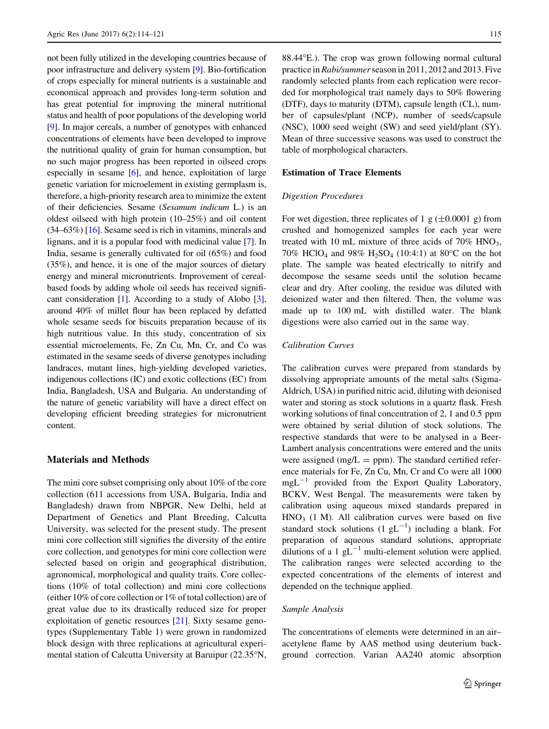not been fully utilized in the developing countries because of poor infrastructure and delivery system [9]. Bio-fortification of crops especially for mineral nutrients is a sustainable and economical approach and provides long-term solution and has great potential for improving the mineral nutritional status and health of poor populations of the developing world [9]. In major cereals, a number of genotypes with enhanced concentrations of elements have been developed to improve the nutritional quality of grain for human consumption, but no such major progress has been reported in oilseed crops especially in sesame [6], and hence, exploitation of large genetic variation for microelement in existing germplasm is, therefore, a high-priority research area to minimize the extent of their deficiencies. Sesame (*Sesamum indicum* L.) is an oldest oilseed with high protein (10–25%) and oil content (34–63%) [16]. Sesame seed is rich in vitamins, minerals and lignans, and it is a popular food with medicinal value [7]. In India, sesame is generally cultivated for oil (65%) and food (35%), and hence, it is one of the major sources of dietary energy and mineral micronutrients. Improvement of cereal-based foods by adding whole oil seeds has received significant consideration [1]. According to a study of Alobo [3], around 40% of millet flour has been replaced by defatted whole sesame seeds for biscuits preparation because of its high nutritious value. In this study, concentration of six essential microelements, Fe, Zn Cu, Mn, Cr, and Co was estimated in the sesame seeds of diverse genotypes including landraces, mutant lines, high-yielding developed varieties, indigenous collections (IC) and exotic collections (EC) from India, Bangladesh, USA and Bulgaria. An understanding of the nature of genetic variability will have a direct effect on developing efficient breeding strategies for micronutrient content.

## Materials and Methods

The mini core subset comprising only about 10% of the core collection (611 accessions from USA, Bulgaria, India and Bangladesh) drawn from NBPGR, New Delhi, held at Department of Genetics and Plant Breeding, Calcutta University, was selected for the present study. The present mini core collection still signifies the diversity of the entire core collection, and genotypes for mini core collection were selected based on origin and geographical distribution, agronomical, morphological and quality traits. Core collections (10% of total collection) and mini core collections (either 10% of core collection or 1% of total collection) are of great value due to its drastically reduced size for proper exploitation of genetic resources [21]. Sixty sesame genotypes (Supplementary Table 1) were grown in randomized block design with three replications at agricultural experimental station of Calcutta University at Baruipur (22.35°N, 88.44°E.). The crop was grown following normal cultural practice in *Rabi/summer* season in 2011, 2012 and 2013. Five randomly selected plants from each replication were recorded for morphological trait namely days to 50% flowering (DTF), days to maturity (DTM), capsule length (CL), number of capsules/plant (NCP), number of seeds/capsule (NSC), 1000 seed weight (SW) and seed yield/plant (SY). Mean of three successive seasons was used to construct the table of morphological characters.

### Estimation of Trace Elements

#### *Digestion Procedures*

For wet digestion, three replicates of 1 g (±0.0001 g) from crushed and homogenized samples for each year were treated with 10 mL mixture of three acids of 70% $HNO_3$, 70% $HClO_4$ and 98% $H_2SO_4$ (10:4:1) at 80°C on the hot plate. The sample was heated electrically to nitrify and decompose the sesame seeds until the solution became clear and dry. After cooling, the residue was diluted with deionized water and then filtered. Then, the volume was made up to 100 mL with distilled water. The blank digestions were also carried out in the same way.

#### *Calibration Curves*

The calibration curves were prepared from standards by dissolving appropriate amounts of the metal salts (Sigma-Aldrich, USA) in purified nitric acid, diluting with deionised water and storing as stock solutions in a quartz flask. Fresh working solutions of final concentration of 2, 1 and 0.5 ppm were obtained by serial dilution of stock solutions. The respective standards that were to be analysed in a Beer-Lambert analysis concentrations were entered and the units were assigned (mg/L = ppm). The standard certified reference materials for Fe, Zn Cu, Mn, Cr and Co were all 1000 $mgL^{-1}$ provided from the Export Quality Laboratory, BCKV, West Bengal. The measurements were taken by calibration using aqueous mixed standards prepared in $HNO_3$ (1 M). All calibration curves were based on five standard stock solutions (1 $gL^{-1}$) including a blank. For preparation of aqueous standard solutions, appropriate dilutions of a 1 $gL^{-1}$ multi-element solution were applied. The calibration ranges were selected according to the expected concentrations of the elements of interest and depended on the technique applied.

#### *Sample Analysis*

The concentrations of elements were determined in an air–acetylene flame by AAS method using deuterium background correction. Varian AA240 atomic absorption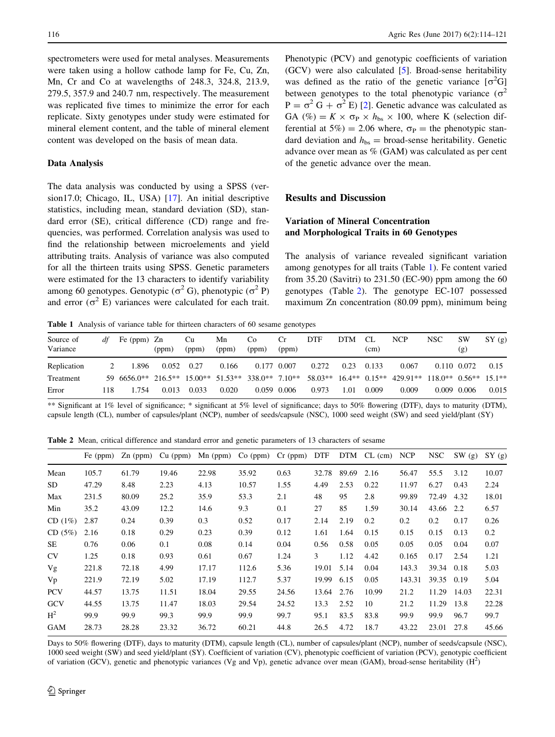spectrometers were used for metal analyses. Measurements were taken using a hollow cathode lamp for Fe, Cu, Zn, Mn, Cr and Co at wavelengths of 248.3, 324.8, 213.9, 279.5, 357.9 and 240.7 nm, respectively. The measurement was replicated five times to minimize the error for each replicate. Sixty genotypes under study were estimated for mineral element content, and the table of mineral element content was developed on the basis of mean data.

### Data Analysis

The data analysis was conducted by using a SPSS (version17.0; Chicago, IL, USA) [17]. An initial descriptive statistics, including mean, standard deviation (SD), standard error (SE), critical difference (CD) range and frequencies, was performed. Correlation analysis was used to find the relationship between microelements and yield attributing traits. Analysis of variance was also computed for all the thirteen traits using SPSS. Genetic parameters were estimated for the 13 characters to identify variability among 60 genotypes. Genotypic ($\sigma^2$ G), phenotypic ($\sigma^2$ P) and error ($\sigma^2$ E) variances were calculated for each trait. Phenotypic (PCV) and genotypic coefficients of variation (GCV) were also calculated [5]. Broad-sense heritability was defined as the ratio of the genetic variance [$\sigma^2$G] between genotypes to the total phenotypic variance ($\sigma^2$ P = $\sigma^2$ G + $\sigma^2$ E) [2]. Genetic advance was calculated as GA (%) = $K \times \sigma_P \times h_{bs} \times 100$, where K (selection differential at 5%) = 2.06 where, $\sigma_P$ = the phenotypic standard deviation and $h_{bs}$ = broad-sense heritability. Genetic advance over mean as % (GAM) was calculated as per cent of the genetic advance over the mean.

## Results and Discussion

### Variation of Mineral Concentration and Morphological Traits in 60 Genotypes

The analysis of variance revealed significant variation among genotypes for all traits (Table 1). Fe content varied from 35.20 (Savitri) to 231.50 (EC-90) ppm among the 60 genotypes (Table 2). The genotype EC-107 possessed maximum Zn concentration (80.09 ppm), minimum being

**Table 1** Analysis of variance table for thirteen characters of 60 sesame genotypes

| Source of Variance | *df* | Fe (ppm) | Zn (ppm) | Cu (ppm) | Mn (ppm) | Co (ppm) | Cr (ppm) | DTF | DTM | CL (cm) | NCP | NSC | SW (g) | SY (g) |
|---|---|---|---|---|---|---|---|---|---|---|---|---|---|---|
| Replication | 2 | 1.896 | 0.052 | 0.27 | 0.166 | 0.177 | 0.007 | 0.272 | 0.23 | 0.133 | 0.067 | 0.110 | 0.072 | 0.15 |
| Treatment | 59 | 6656.0** | 216.5** | 15.00** | 51.53** | 338.0** | 7.10** | 58.03** | 16.4** | 0.15** | 429.91** | 118.0** | 0.56** | 15.1** |
| Error | 118 | 1.754 | 0.013 | 0.033 | 0.020 | 0.059 | 0.006 | 0.973 | 1.01 | 0.009 | 0.009 | 0.009 | 0.006 | 0.015 |

** Significant at 1% level of significance; * significant at 5% level of significance; days to 50% flowering (DTF), days to maturity (DTM), capsule length (CL), number of capsules/plant (NCP), number of seeds/capsule (NSC), 1000 seed weight (SW) and seed yield/plant (SY)

**Table 2** Mean, critical difference and standard error and genetic parameters of 13 characters of sesame

| | Fe (ppm) | Zn (ppm) | Cu (ppm) | Mn (ppm) | Co (ppm) | Cr (ppm) | DTF | DTM | CL (cm) | NCP | NSC | SW (g) | SY (g) |
|---|---|---|---|---|---|---|---|---|---|---|---|---|---|
| Mean | 105.7 | 61.79 | 19.46 | 22.98 | 35.92 | 0.63 | 32.78 | 89.69 | 2.16 | 56.47 | 55.5 | 3.12 | 10.07 |
| SD | 47.29 | 8.48 | 2.23 | 4.13 | 10.57 | 1.55 | 4.49 | 2.53 | 0.22 | 11.97 | 6.27 | 0.43 | 2.24 |
| Max | 231.5 | 80.09 | 25.2 | 35.9 | 53.3 | 2.1 | 48 | 95 | 2.8 | 99.89 | 72.49 | 4.32 | 18.01 |
| Min | 35.2 | 43.09 | 12.2 | 14.6 | 9.3 | 0.1 | 27 | 85 | 1.59 | 30.14 | 43.66 | 2.2 | 6.57 |
| CD (1%) | 2.87 | 0.24 | 0.39 | 0.3 | 0.52 | 0.17 | 2.14 | 2.19 | 0.2 | 0.2 | 0.2 | 0.17 | 0.26 |
| CD (5%) | 2.16 | 0.18 | 0.29 | 0.23 | 0.39 | 0.12 | 1.61 | 1.64 | 0.15 | 0.15 | 0.15 | 0.13 | 0.2 |
| SE | 0.76 | 0.06 | 0.1 | 0.08 | 0.14 | 0.04 | 0.56 | 0.58 | 0.05 | 0.05 | 0.05 | 0.04 | 0.07 |
| CV | 1.25 | 0.18 | 0.93 | 0.61 | 0.67 | 1.24 | 3 | 1.12 | 4.42 | 0.165 | 0.17 | 2.54 | 1.21 |
| Vg | 221.8 | 72.18 | 4.99 | 17.17 | 112.6 | 5.36 | 19.01 | 5.14 | 0.04 | 143.3 | 39.34 | 0.18 | 5.03 |
| Vp | 221.9 | 72.19 | 5.02 | 17.19 | 112.7 | 5.37 | 19.99 | 6.15 | 0.05 | 143.31 | 39.35 | 0.19 | 5.04 |
| PCV | 44.57 | 13.75 | 11.51 | 18.04 | 29.55 | 24.56 | 13.64 | 2.76 | 10.99 | 21.2 | 11.29 | 14.03 | 22.31 |
| GCV | 44.55 | 13.75 | 11.47 | 18.03 | 29.54 | 24.52 | 13.3 | 2.52 | 10 | 21.2 | 11.29 | 13.8 | 22.28 |
| $H^2$ | 99.9 | 99.9 | 99.3 | 99.9 | 99.9 | 99.7 | 95.1 | 83.5 | 83.8 | 99.9 | 99.9 | 96.7 | 99.7 |
| GAM | 28.73 | 28.28 | 23.32 | 36.72 | 60.21 | 44.8 | 26.5 | 4.72 | 18.7 | 43.22 | 23.01 | 27.8 | 45.66 |

Days to 50% flowering (DTF), days to maturity (DTM), capsule length (CL), number of capsules/plant (NCP), number of seeds/capsule (NSC), 1000 seed weight (SW) and seed yield/plant (SY). Coefficient of variation (CV), phenotypic coefficient of variation (PCV), genotypic coefficient of variation (GCV), genetic and phenotypic variances (Vg and Vp), genetic advance over mean (GAM), broad-sense heritability ($H^2$)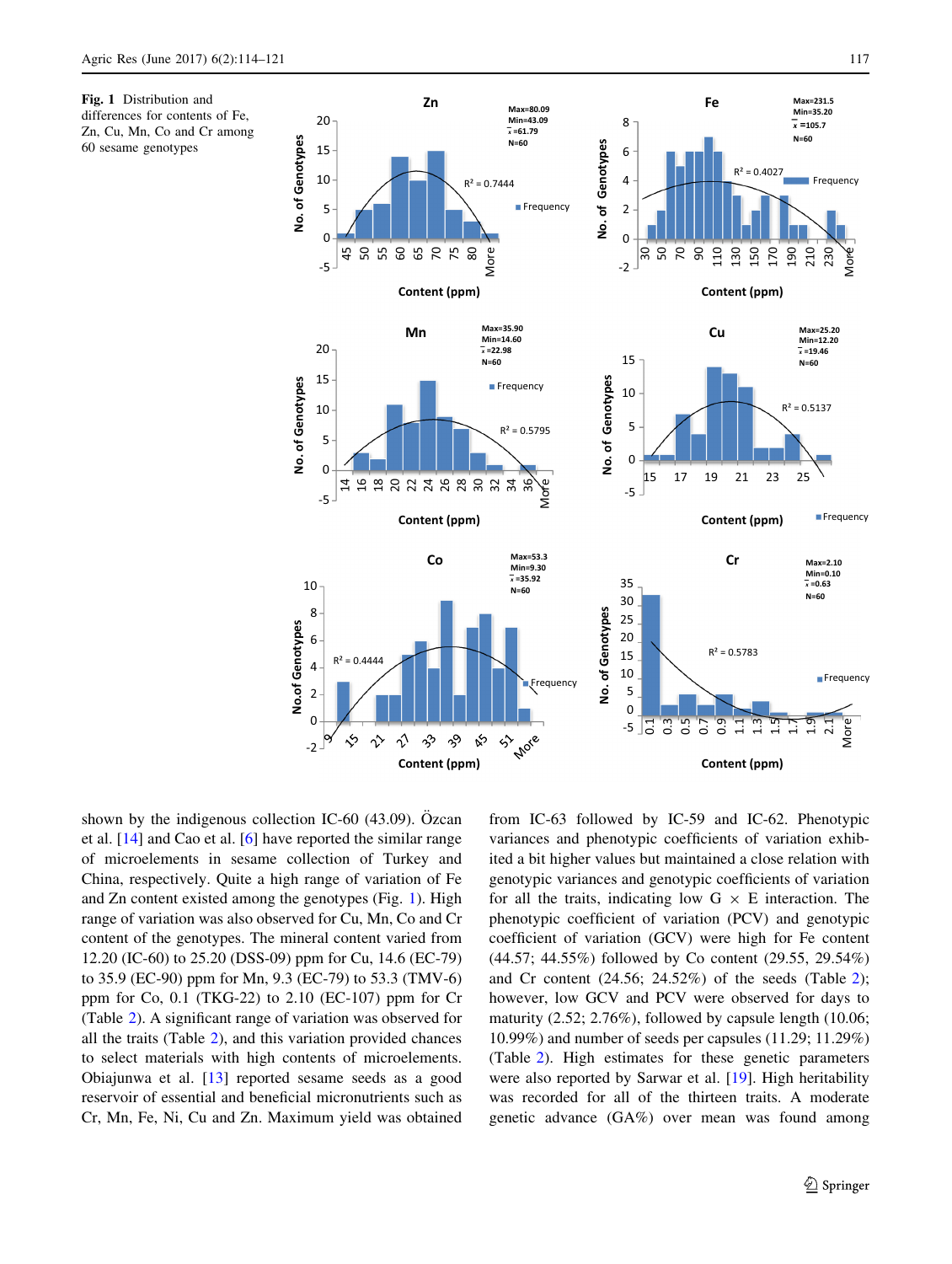Fig. 1 Distribution and differences for contents of Fe, Zn, Cu, Mn, Co and Cr among 60 sesame genotypes

shown by the indigenous collection IC-60 (43.09). Özcan et al. [14] and Cao et al. [6] have reported the similar range of microelements in sesame collection of Turkey and China, respectively. Quite a high range of variation of Fe and Zn content existed among the genotypes (Fig. 1). High range of variation was also observed for Cu, Mn, Co and Cr content of the genotypes. The mineral content varied from 12.20 (IC-60) to 25.20 (DSS-09) ppm for Cu, 14.6 (EC-79) to 35.9 (EC-90) ppm for Mn, 9.3 (EC-79) to 53.3 (TMV-6) ppm for Co, 0.1 (TKG-22) to 2.10 (EC-107) ppm for Cr (Table 2). A significant range of variation was observed for all the traits (Table 2), and this variation provided chances to select materials with high contents of microelements. Obiajunwa et al. [13] reported sesame seeds as a good reservoir of essential and beneficial micronutrients such as Cr, Mn, Fe, Ni, Cu and Zn. Maximum yield was obtained from IC-63 followed by IC-59 and IC-62. Phenotypic variances and phenotypic coefficients of variation exhibited a bit higher values but maintained a close relation with genotypic variances and genotypic coefficients of variation for all the traits, indicating low G × E interaction. The phenotypic coefficient of variation (PCV) and genotypic coefficient of variation (GCV) were high for Fe content (44.57; 44.55%) followed by Co content (29.55, 29.54%) and Cr content (24.56; 24.52%) of the seeds (Table 2); however, low GCV and PCV were observed for days to maturity (2.52; 2.76%), followed by capsule length (10.06; 10.99%) and number of seeds per capsules (11.29; 11.29%) (Table 2). High estimates for these genetic parameters were also reported by Sarwar et al. [19]. High heritability was recorded for all of the thirteen traits. A moderate genetic advance (GA%) over mean was found among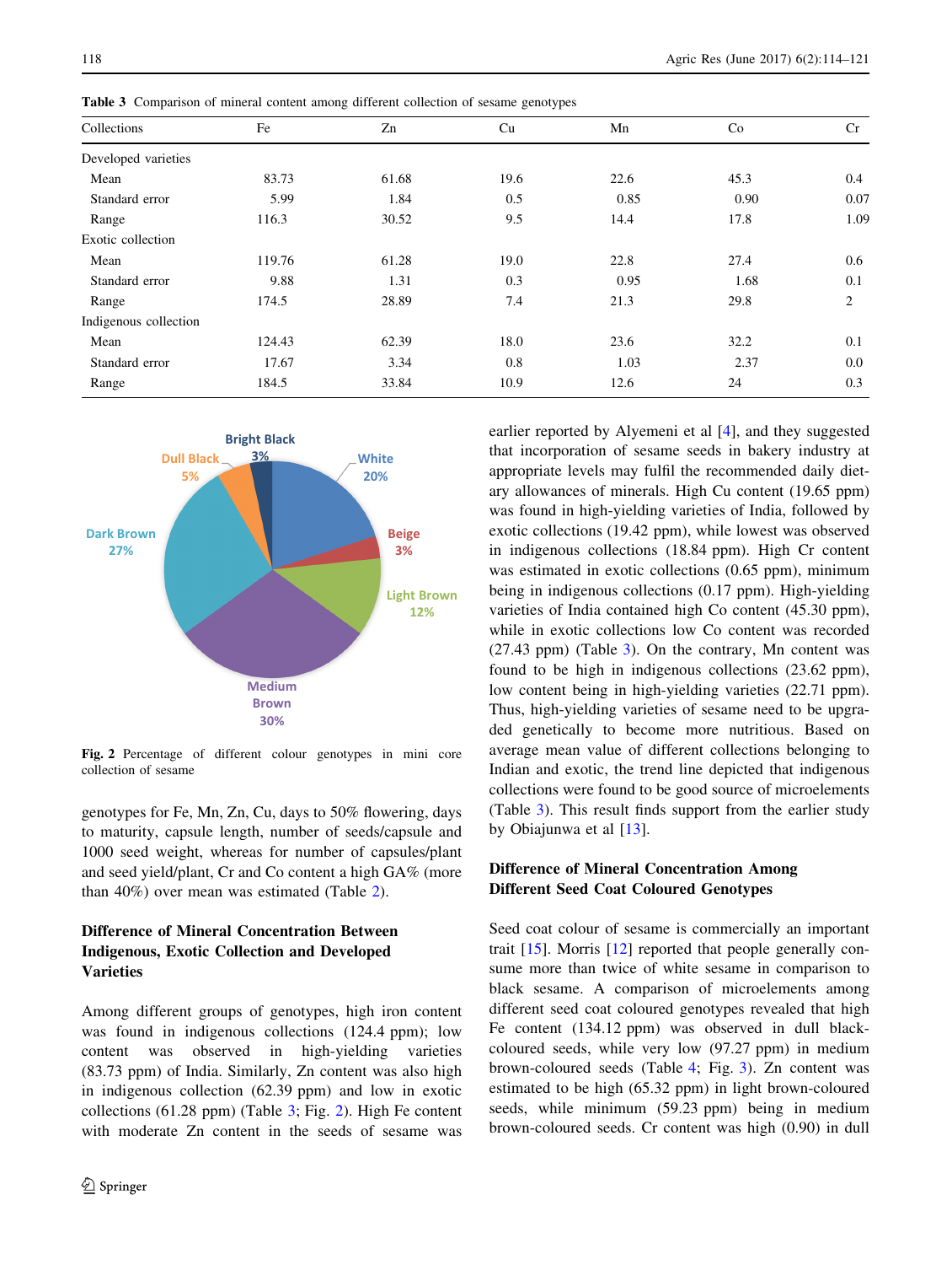**Table 3** Comparison of mineral content among different collection of sesame genotypes

| Collections | Fe | Zn | Cu | Mn | Co | Cr |
|---|---|---|---|---|---|---|
| Developed varieties | | | | | | |
| Mean | 83.73 | 61.68 | 19.6 | 22.6 | 45.3 | 0.4 |
| Standard error | 5.99 | 1.84 | 0.5 | 0.85 | 0.90 | 0.07 |
| Range | 116.3 | 30.52 | 9.5 | 14.4 | 17.8 | 1.09 |
| Exotic collection | | | | | | |
| Mean | 119.76 | 61.28 | 19.0 | 22.8 | 27.4 | 0.6 |
| Standard error | 9.88 | 1.31 | 0.3 | 0.95 | 1.68 | 0.1 |
| Range | 174.5 | 28.89 | 7.4 | 21.3 | 29.8 | 2 |
| Indigenous collection | | | | | | |
| Mean | 124.43 | 62.39 | 18.0 | 23.6 | 32.2 | 0.1 |
| Standard error | 17.67 | 3.34 | 0.8 | 1.03 | 2.37 | 0.0 |
| Range | 184.5 | 33.84 | 10.9 | 12.6 | 24 | 0.3 |

**Fig. 2** Percentage of different colour genotypes in mini core collection of sesame

genotypes for Fe, Mn, Zn, Cu, days to 50% flowering, days to maturity, capsule length, number of seeds/capsule and 1000 seed weight, whereas for number of capsules/plant and seed yield/plant, Cr and Co content a high GA% (more than 40%) over mean was estimated (Table 2).

## Difference of Mineral Concentration Between Indigenous, Exotic Collection and Developed Varieties

Among different groups of genotypes, high iron content was found in indigenous collections (124.4 ppm); low content was observed in high-yielding varieties (83.73 ppm) of India. Similarly, Zn content was also high in indigenous collection (62.39 ppm) and low in exotic collections (61.28 ppm) (Table 3; Fig. 2). High Fe content with moderate Zn content in the seeds of sesame was earlier reported by Alyemeni et al [4], and they suggested that incorporation of sesame seeds in bakery industry at appropriate levels may fulfil the recommended daily dietary allowances of minerals. High Cu content (19.65 ppm) was found in high-yielding varieties of India, followed by exotic collections (19.42 ppm), while lowest was observed in indigenous collections (18.84 ppm). High Cr content was estimated in exotic collections (0.65 ppm), minimum being in indigenous collections (0.17 ppm). High-yielding varieties of India contained high Co content (45.30 ppm), while in exotic collections low Co content was recorded (27.43 ppm) (Table 3). On the contrary, Mn content was found to be high in indigenous collections (23.62 ppm), low content being in high-yielding varieties (22.71 ppm). Thus, high-yielding varieties of sesame need to be upgraded genetically to become more nutritious. Based on average mean value of different collections belonging to Indian and exotic, the trend line depicted that indigenous collections were found to be good source of microelements (Table 3). This result finds support from the earlier study by Obiajunwa et al [13].

## Difference of Mineral Concentration Among Different Seed Coat Coloured Genotypes

Seed coat colour of sesame is commercially an important trait [15]. Morris [12] reported that people generally consume more than twice of white sesame in comparison to black sesame. A comparison of microelements among different seed coat coloured genotypes revealed that high Fe content (134.12 ppm) was observed in dull black-coloured seeds, while very low (97.27 ppm) in medium brown-coloured seeds (Table 4; Fig. 3). Zn content was estimated to be high (65.32 ppm) in light brown-coloured seeds, while minimum (59.23 ppm) being in medium brown-coloured seeds. Cr content was high (0.90) in dull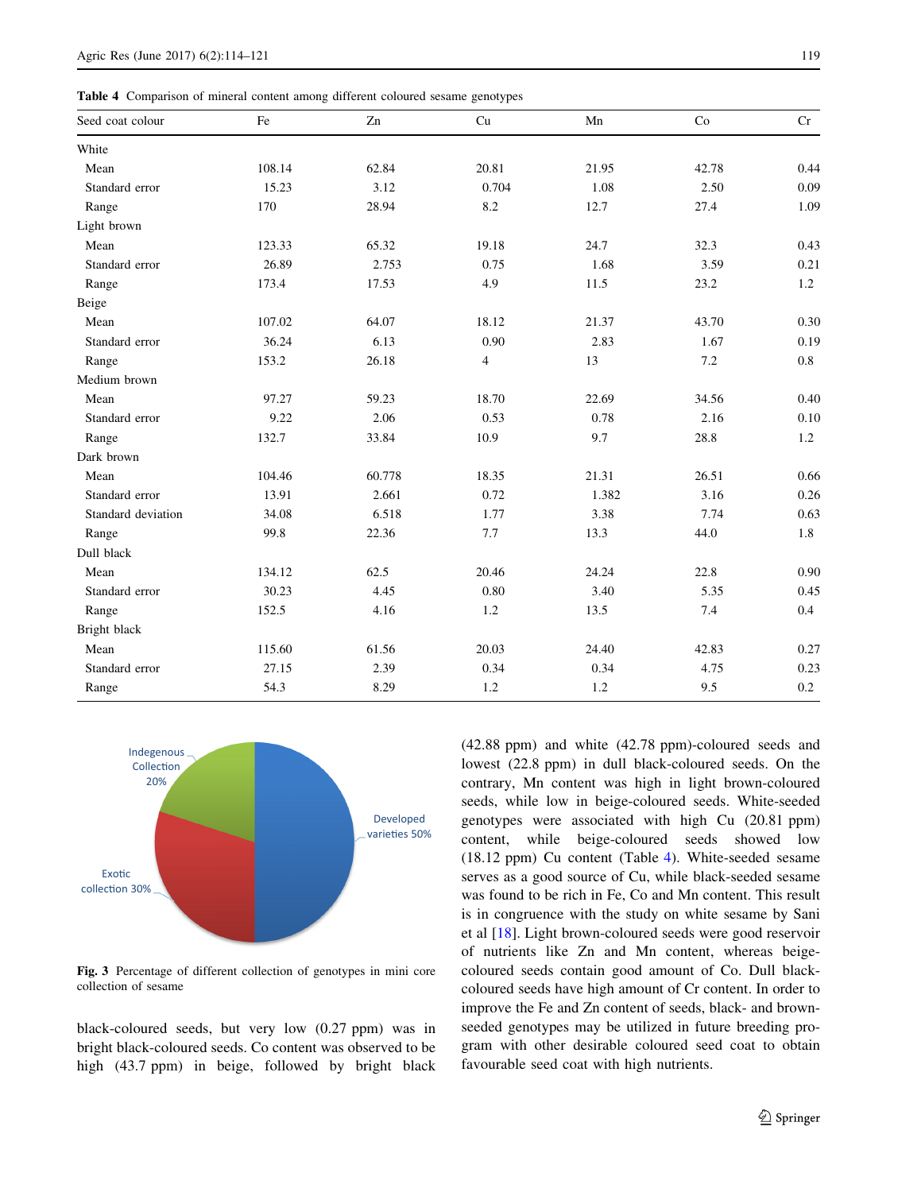**Table 4** Comparison of mineral content among different coloured sesame genotypes

| Seed coat colour | Fe | Zn | Cu | Mn | Co | Cr |
|---|---|---|---|---|---|---|
| White | | | | | | |
| Mean | 108.14 | 62.84 | 20.81 | 21.95 | 42.78 | 0.44 |
| Standard error | 15.23 | 3.12 | 0.704 | 1.08 | 2.50 | 0.09 |
| Range | 170 | 28.94 | 8.2 | 12.7 | 27.4 | 1.09 |
| Light brown | | | | | | |
| Mean | 123.33 | 65.32 | 19.18 | 24.7 | 32.3 | 0.43 |
| Standard error | 26.89 | 2.753 | 0.75 | 1.68 | 3.59 | 0.21 |
| Range | 173.4 | 17.53 | 4.9 | 11.5 | 23.2 | 1.2 |
| Beige | | | | | | |
| Mean | 107.02 | 64.07 | 18.12 | 21.37 | 43.70 | 0.30 |
| Standard error | 36.24 | 6.13 | 0.90 | 2.83 | 1.67 | 0.19 |
| Range | 153.2 | 26.18 | 4 | 13 | 7.2 | 0.8 |
| Medium brown | | | | | | |
| Mean | 97.27 | 59.23 | 18.70 | 22.69 | 34.56 | 0.40 |
| Standard error | 9.22 | 2.06 | 0.53 | 0.78 | 2.16 | 0.10 |
| Range | 132.7 | 33.84 | 10.9 | 9.7 | 28.8 | 1.2 |
| Dark brown | | | | | | |
| Mean | 104.46 | 60.778 | 18.35 | 21.31 | 26.51 | 0.66 |
| Standard error | 13.91 | 2.661 | 0.72 | 1.382 | 3.16 | 0.26 |
| Standard deviation | 34.08 | 6.518 | 1.77 | 3.38 | 7.74 | 0.63 |
| Range | 99.8 | 22.36 | 7.7 | 13.3 | 44.0 | 1.8 |
| Dull black | | | | | | |
| Mean | 134.12 | 62.5 | 20.46 | 24.24 | 22.8 | 0.90 |
| Standard error | 30.23 | 4.45 | 0.80 | 3.40 | 5.35 | 0.45 |
| Range | 152.5 | 4.16 | 1.2 | 13.5 | 7.4 | 0.4 |
| Bright black | | | | | | |
| Mean | 115.60 | 61.56 | 20.03 | 24.40 | 42.83 | 0.27 |
| Standard error | 27.15 | 2.39 | 0.34 | 0.34 | 4.75 | 0.23 |
| Range | 54.3 | 8.29 | 1.2 | 1.2 | 9.5 | 0.2 |

**Fig. 3** Percentage of different collection of genotypes in mini core collection of sesame

black-coloured seeds, but very low (0.27 ppm) was in bright black-coloured seeds. Co content was observed to be high (43.7 ppm) in beige, followed by bright black (42.88 ppm) and white (42.78 ppm)-coloured seeds and lowest (22.8 ppm) in dull black-coloured seeds. On the contrary, Mn content was high in light brown-coloured seeds, while low in beige-coloured seeds. White-seeded genotypes were associated with high Cu (20.81 ppm) content, while beige-coloured seeds showed low (18.12 ppm) Cu content (Table 4). White-seeded sesame serves as a good source of Cu, while black-seeded sesame was found to be rich in Fe, Co and Mn content. This result is in congruence with the study on white sesame by Sani et al [18]. Light brown-coloured seeds were good reservoir of nutrients like Zn and Mn content, whereas beige-coloured seeds contain good amount of Co. Dull black-coloured seeds have high amount of Cr content. In order to improve the Fe and Zn content of seeds, black- and brown-seeded genotypes may be utilized in future breeding program with other desirable coloured seed coat to obtain favourable seed coat with high nutrients.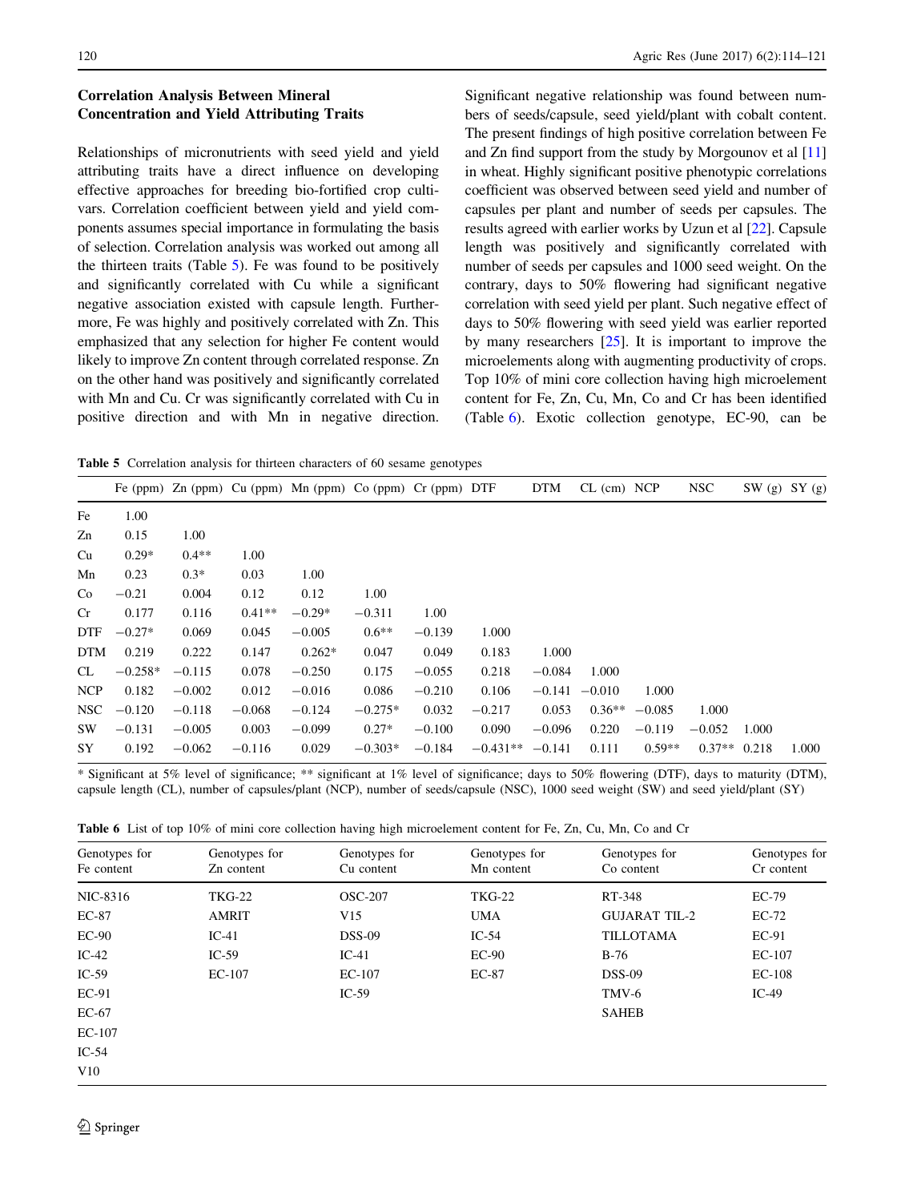### Correlation Analysis Between Mineral Concentration and Yield Attributing Traits

Relationships of micronutrients with seed yield and yield attributing traits have a direct influence on developing effective approaches for breeding bio-fortified crop cultivars. Correlation coefficient between yield and yield components assumes special importance in formulating the basis of selection. Correlation analysis was worked out among all the thirteen traits (Table 5). Fe was found to be positively and significantly correlated with Cu while a significant negative association existed with capsule length. Furthermore, Fe was highly and positively correlated with Zn. This emphasized that any selection for higher Fe content would likely to improve Zn content through correlated response. Zn on the other hand was positively and significantly correlated with Mn and Cu. Cr was significantly correlated with Cu in positive direction and with Mn in negative direction. Significant negative relationship was found between numbers of seeds/capsule, seed yield/plant with cobalt content. The present findings of high positive correlation between Fe and Zn find support from the study by Morgounov et al [11] in wheat. Highly significant positive phenotypic correlations coefficient was observed between seed yield and number of capsules per plant and number of seeds per capsules. The results agreed with earlier works by Uzun et al [22]. Capsule length was positively and significantly correlated with number of seeds per capsules and 1000 seed weight. On the contrary, days to 50% flowering had significant negative correlation with seed yield per plant. Such negative effect of days to 50% flowering with seed yield was earlier reported by many researchers [25]. It is important to improve the microelements along with augmenting productivity of crops. Top 10% of mini core collection having high microelement content for Fe, Zn, Cu, Mn, Co and Cr has been identified (Table 6). Exotic collection genotype, EC-90, can be

**Table 5** Correlation analysis for thirteen characters of 60 sesame genotypes

| | Fe (ppm) | Zn (ppm) | Cu (ppm) | Mn (ppm) | Co (ppm) | Cr (ppm) | DTF | DTM | CL (cm) | NCP | NSC | SW (g) | SY (g) |
|---|---|---|---|---|---|---|---|---|---|---|---|---|---|
| Fe | 1.00 | | | | | | | | | | | | |
| Zn | 0.15 | 1.00 | | | | | | | | | | | |
| Cu | 0.29* | 0.4** | 1.00 | | | | | | | | | | |
| Mn | 0.23 | 0.3* | 0.03 | 1.00 | | | | | | | | | |
| Co | −0.21 | 0.004 | 0.12 | 0.12 | 1.00 | | | | | | | | |
| Cr | 0.177 | 0.116 | 0.41** | −0.29* | −0.311 | 1.00 | | | | | | | |
| DTF | −0.27* | 0.069 | 0.045 | −0.005 | 0.6** | −0.139 | 1.000 | | | | | | |
| DTM | 0.219 | 0.222 | 0.147 | 0.262* | 0.047 | 0.049 | 0.183 | 1.000 | | | | | |
| CL | −0.258* | −0.115 | 0.078 | −0.250 | 0.175 | −0.055 | 0.218 | −0.084 | 1.000 | | | | |
| NCP | 0.182 | −0.002 | 0.012 | −0.016 | 0.086 | −0.210 | 0.106 | −0.141 | −0.010 | 1.000 | | | |
| NSC | −0.120 | −0.118 | −0.068 | −0.124 | −0.275* | 0.032 | −0.217 | 0.053 | 0.36** | −0.085 | 1.000 | | |
| SW | −0.131 | −0.005 | 0.003 | −0.099 | 0.27* | −0.100 | 0.090 | −0.096 | 0.220 | −0.119 | −0.052 | 1.000 | |
| SY | 0.192 | −0.062 | −0.116 | 0.029 | −0.303* | −0.184 | −0.431** | −0.141 | 0.111 | 0.59** | 0.37** | 0.218 | 1.000 |

\* Significant at 5% level of significance; ** significant at 1% level of significance; days to 50% flowering (DTF), days to maturity (DTM), capsule length (CL), number of capsules/plant (NCP), number of seeds/capsule (NSC), 1000 seed weight (SW) and seed yield/plant (SY)

**Table 6** List of top 10% of mini core collection having high microelement content for Fe, Zn, Cu, Mn, Co and Cr

| Genotypes for Fe content | Genotypes for Zn content | Genotypes for Cu content | Genotypes for Mn content | Genotypes for Co content | Genotypes for Cr content |
|---|---|---|---|---|---|
| NIC-8316 | TKG-22 | OSC-207 | TKG-22 | RT-348 | EC-79 |
| EC-87 | AMRIT | V15 | UMA | GUJARAT TIL-2 | EC-72 |
| EC-90 | IC-41 | DSS-09 | IC-54 | TILLOTAMA | EC-91 |
| IC-42 | IC-59 | IC-41 | EC-90 | B-76 | EC-107 |
| IC-59 | EC-107 | EC-107 | EC-87 | DSS-09 | EC-108 |
| EC-91 | | IC-59 | | TMV-6 | IC-49 |
| EC-67 | | | | SAHEB | |
| EC-107 | | | | | |
| IC-54 | | | | | |
| V10 | | | | | |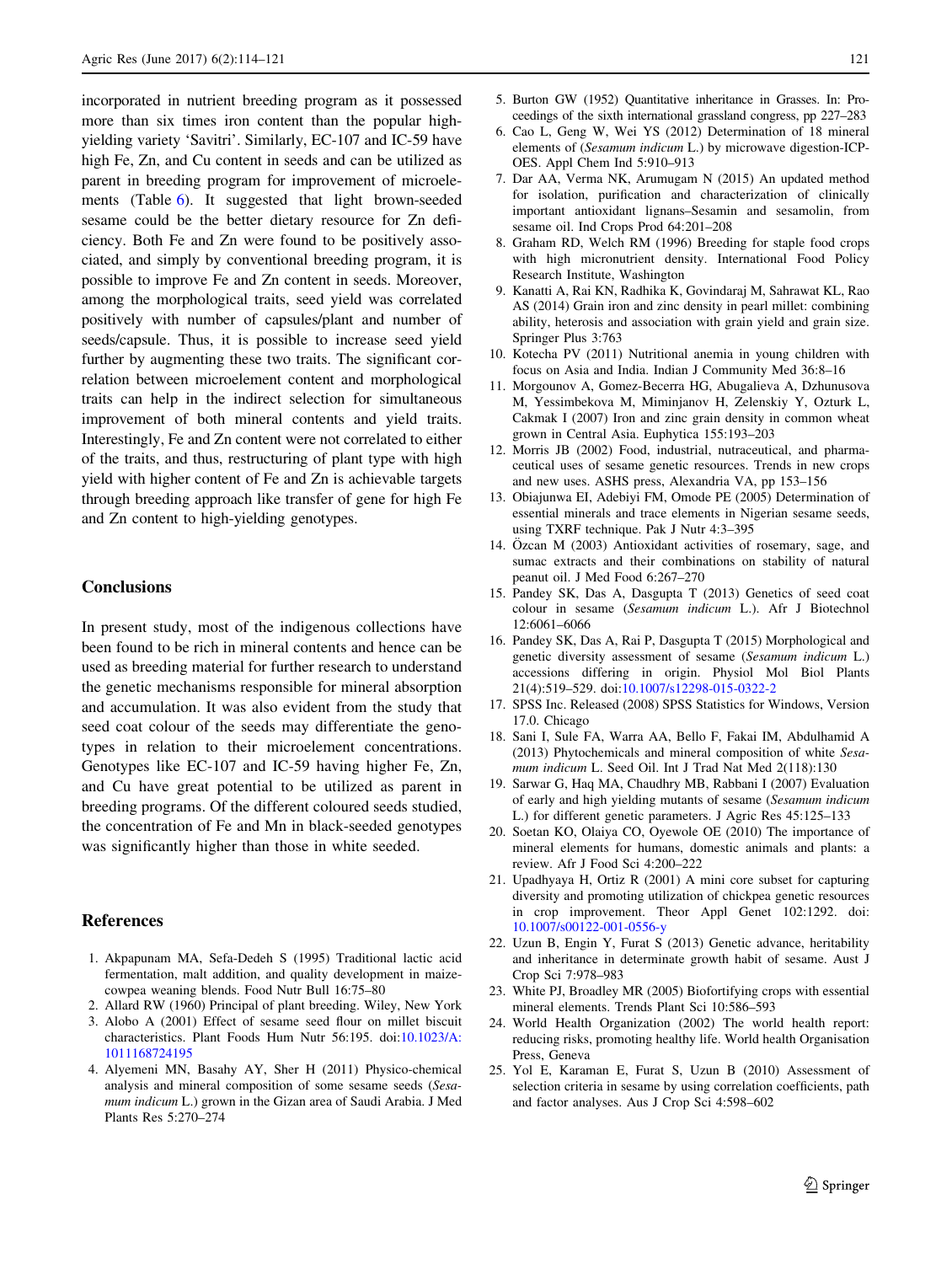incorporated in nutrient breeding program as it possessed more than six times iron content than the popular high-yielding variety 'Savitri'. Similarly, EC-107 and IC-59 have high Fe, Zn, and Cu content in seeds and can be utilized as parent in breeding program for improvement of microelements (Table 6). It suggested that light brown-seeded sesame could be the better dietary resource for Zn deficiency. Both Fe and Zn were found to be positively associated, and simply by conventional breeding program, it is possible to improve Fe and Zn content in seeds. Moreover, among the morphological traits, seed yield was correlated positively with number of capsules/plant and number of seeds/capsule. Thus, it is possible to increase seed yield further by augmenting these two traits. The significant correlation between microelement content and morphological traits can help in the indirect selection for simultaneous improvement of both mineral contents and yield traits. Interestingly, Fe and Zn content were not correlated to either of the traits, and thus, restructuring of plant type with high yield with higher content of Fe and Zn is achievable targets through breeding approach like transfer of gene for high Fe and Zn content to high-yielding genotypes.

## Conclusions

In present study, most of the indigenous collections have been found to be rich in mineral contents and hence can be used as breeding material for further research to understand the genetic mechanisms responsible for mineral absorption and accumulation. It was also evident from the study that seed coat colour of the seeds may differentiate the genotypes in relation to their microelement concentrations. Genotypes like EC-107 and IC-59 having higher Fe, Zn, and Cu have great potential to be utilized as parent in breeding programs. Of the different coloured seeds studied, the concentration of Fe and Mn in black-seeded genotypes was significantly higher than those in white seeded.

## References

1. Akpapunam MA, Sefa-Dedeh S (1995) Traditional lactic acid fermentation, malt addition, and quality development in maize-cowpea weaning blends. Food Nutr Bull 16:75–80
2. Allard RW (1960) Principal of plant breeding. Wiley, New York
3. Alobo A (2001) Effect of sesame seed flour on millet biscuit characteristics. Plant Foods Hum Nutr 56:195. doi:10.1023/A:1011168724195
4. Alyemeni MN, Basahy AY, Sher H (2011) Physico-chemical analysis and mineral composition of some sesame seeds (*Sesamum indicum* L.) grown in the Gizan area of Saudi Arabia. J Med Plants Res 5:270–274
5. Burton GW (1952) Quantitative inheritance in Grasses. In: Proceedings of the sixth international grassland congress, pp 227–283
6. Cao L, Geng W, Wei YS (2012) Determination of 18 mineral elements of (*Sesamum indicum* L.) by microwave digestion-ICP-OES. Appl Chem Ind 5:910–913
7. Dar AA, Verma NK, Arumugam N (2015) An updated method for isolation, purification and characterization of clinically important antioxidant lignans–Sesamin and sesamolin, from sesame oil. Ind Crops Prod 64:201–208
8. Graham RD, Welch RM (1996) Breeding for staple food crops with high micronutrient density. International Food Policy Research Institute, Washington
9. Kanatti A, Rai KN, Radhika K, Govindaraj M, Sahrawat KL, Rao AS (2014) Grain iron and zinc density in pearl millet: combining ability, heterosis and association with grain yield and grain size. Springer Plus 3:763
10. Kotecha PV (2011) Nutritional anemia in young children with focus on Asia and India. Indian J Community Med 36:8–16
11. Morgounov A, Gomez-Becerra HG, Abugalieva A, Dzhunusova M, Yessimbekova M, Miminjanov H, Zelenskiy Y, Ozturk L, Cakmak I (2007) Iron and zinc grain density in common wheat grown in Central Asia. Euphytica 155:193–203
12. Morris JB (2002) Food, industrial, nutraceutical, and pharmaceutical uses of sesame genetic resources. Trends in new crops and new uses. ASHS press, Alexandria VA, pp 153–156
13. Obiajunwa EI, Adebiyi FM, Omode PE (2005) Determination of essential minerals and trace elements in Nigerian sesame seeds, using TXRF technique. Pak J Nutr 4:3–395
14. Özcan M (2003) Antioxidant activities of rosemary, sage, and sumac extracts and their combinations on stability of natural peanut oil. J Med Food 6:267–270
15. Pandey SK, Das A, Dasgupta T (2013) Genetics of seed coat colour in sesame (*Sesamum indicum* L.). Afr J Biotechnol 12:6061–6066
16. Pandey SK, Das A, Rai P, Dasgupta T (2015) Morphological and genetic diversity assessment of sesame (*Sesamum indicum* L.) accessions differing in origin. Physiol Mol Biol Plants 21(4):519–529. doi:10.1007/s12298-015-0322-2
17. SPSS Inc. Released (2008) SPSS Statistics for Windows, Version 17.0. Chicago
18. Sani I, Sule FA, Warra AA, Bello F, Fakai IM, Abdulhamid A (2013) Phytochemicals and mineral composition of white *Sesamum indicum* L. Seed Oil. Int J Trad Nat Med 2(118):130
19. Sarwar G, Haq MA, Chaudhry MB, Rabbani I (2007) Evaluation of early and high yielding mutants of sesame (*Sesamum indicum* L.) for different genetic parameters. J Agric Res 45:125–133
20. Soetan KO, Olaiya CO, Oyewole OE (2010) The importance of mineral elements for humans, domestic animals and plants: a review. Afr J Food Sci 4:200–222
21. Upadhyaya H, Ortiz R (2001) A mini core subset for capturing diversity and promoting utilization of chickpea genetic resources in crop improvement. Theor Appl Genet 102:1292. doi:10.1007/s00122-001-0556-y
22. Uzun B, Engin Y, Furat S (2013) Genetic advance, heritability and inheritance in determinate growth habit of sesame. Aust J Crop Sci 7:978–983
23. White PJ, Broadley MR (2005) Biofortifying crops with essential mineral elements. Trends Plant Sci 10:586–593
24. World Health Organization (2002) The world health report: reducing risks, promoting healthy life. World health Organisation Press, Geneva
25. Yol E, Karaman E, Furat S, Uzun B (2010) Assessment of selection criteria in sesame by using correlation coefficients, path and factor analyses. Aus J Crop Sci 4:598–602